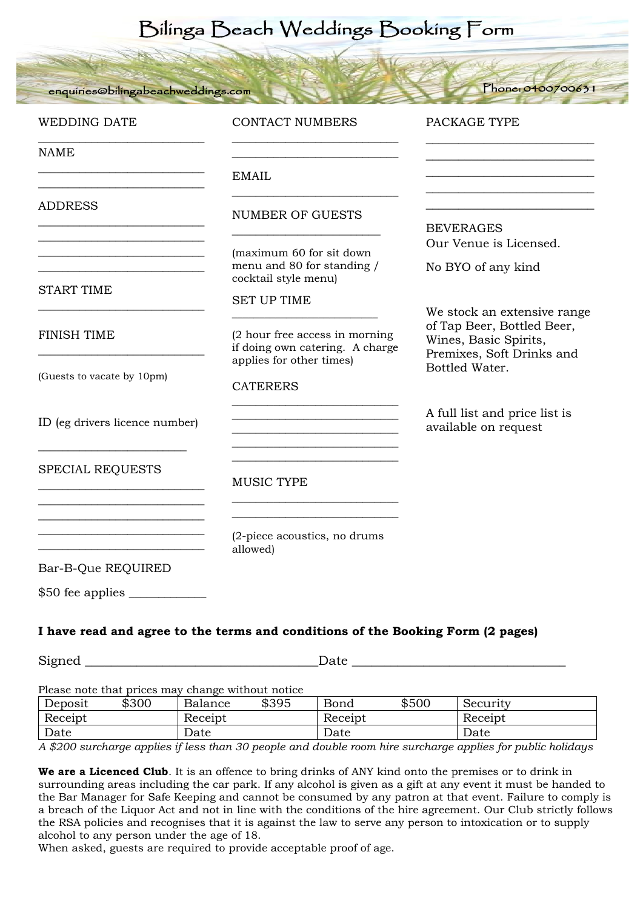# Bilinga Beach Weddings Booking Form

enquiries@bilingabeachweddings.com

Phone: 0400700631

WEDDING DATE

___________________________

NAME

___________________________
___________________________

ADDRESS

___________________________
___________________________
___________________________
___________________________

START TIME

___________________________

FINISH TIME

___________________________

(Guests to vacate by 10pm)

ID (eg drivers licence number)

________________________

SPECIAL REQUESTS

___________________________
___________________________
___________________________
___________________________
___________________________

Bar-B-Que REQUIRED

$50 fee applies ____________

CONTACT NUMBERS

___________________________
___________________________

EMAIL

___________________________

NUMBER OF GUESTS

________________________

(maximum 60 for sit down menu and 80 for standing / cocktail style menu)

SET UP TIME

________________________

(2 hour free access in morning if doing own catering. A charge applies for other times)

CATERERS

___________________________
___________________________
___________________________
___________________________
___________________________

MUSIC TYPE

___________________________
___________________________

(2-piece acoustics, no drums allowed)

PACKAGE TYPE

___________________________
___________________________
___________________________
___________________________
___________________________

BEVERAGES

Our Venue is Licensed.

No BYO of any kind

We stock an extensive range of Tap Beer, Bottled Beer, Wines, Basic Spirits, Premixes, Soft Drinks and Bottled Water.

A full list and price list is available on request

**I have read and agree to the terms and conditions of the Booking Form (2 pages)**

Signed ___________________________________Date ________________________________

Please note that prices may change without notice

| Deposit $300 | Balance $395 | Bond $500 | Security |
|---|---|---|---|
| Receipt | Receipt | Receipt | Receipt |
| Date | Date | Date | Date |

*A $200 surcharge applies if less than 30 people and double room hire surcharge applies for public holidays*

**We are a Licenced Club**. It is an offence to bring drinks of ANY kind onto the premises or to drink in surrounding areas including the car park. If any alcohol is given as a gift at any event it must be handed to the Bar Manager for Safe Keeping and cannot be consumed by any patron at that event. Failure to comply is a breach of the Liquor Act and not in line with the conditions of the hire agreement. Our Club strictly follows the RSA policies and recognises that it is against the law to serve any person to intoxication or to supply alcohol to any person under the age of 18.
When asked, guests are required to provide acceptable proof of age.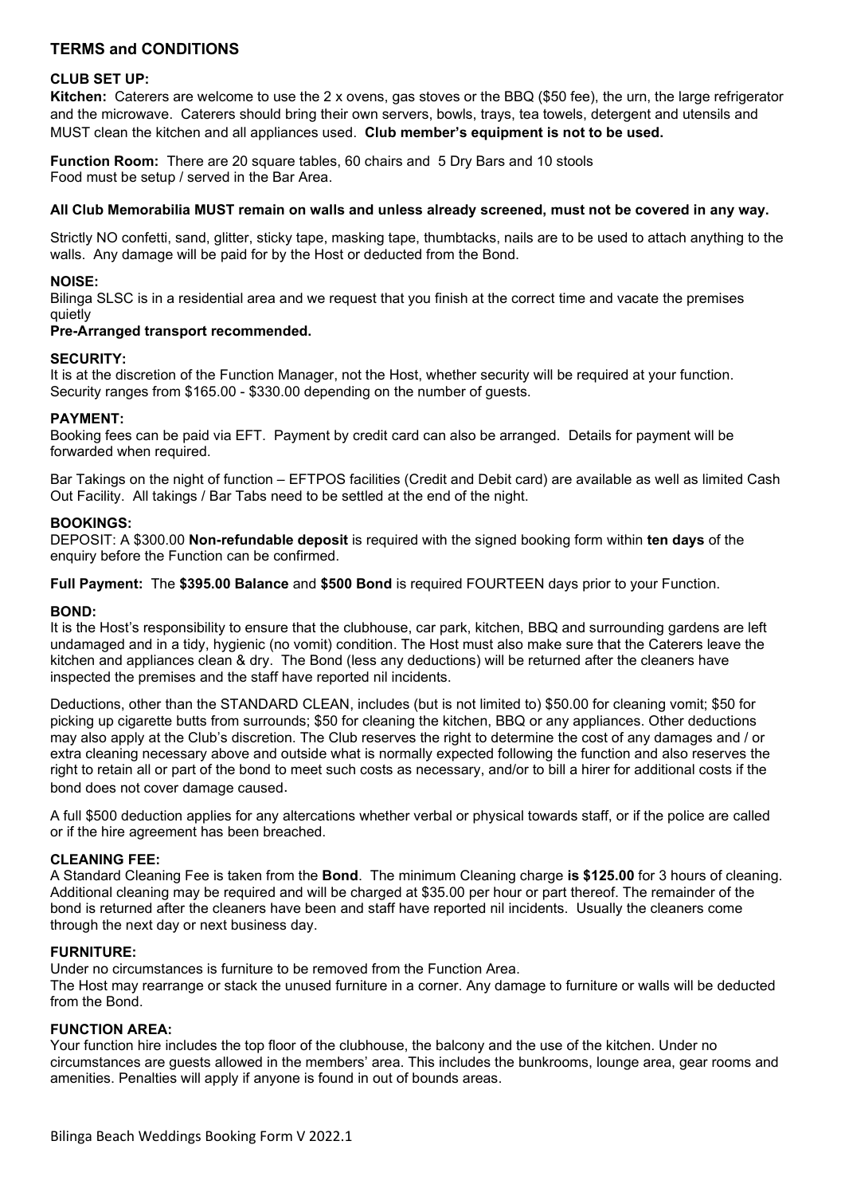## TERMS and CONDITIONS

### CLUB SET UP:

**Kitchen:** Caterers are welcome to use the 2 x ovens, gas stoves or the BBQ ($50 fee), the urn, the large refrigerator and the microwave. Caterers should bring their own servers, bowls, trays, tea towels, detergent and utensils and MUST clean the kitchen and all appliances used. **Club member's equipment is not to be used.**

**Function Room:** There are 20 square tables, 60 chairs and 5 Dry Bars and 10 stools
Food must be setup / served in the Bar Area.

**All Club Memorabilia MUST remain on walls and unless already screened, must not be covered in any way.**

Strictly NO confetti, sand, glitter, sticky tape, masking tape, thumbtacks, nails are to be used to attach anything to the walls. Any damage will be paid for by the Host or deducted from the Bond.

### NOISE:

Bilinga SLSC is in a residential area and we request that you finish at the correct time and vacate the premises quietly

**Pre-Arranged transport recommended.**

### SECURITY:

It is at the discretion of the Function Manager, not the Host, whether security will be required at your function. Security ranges from $165.00 - $330.00 depending on the number of guests.

### PAYMENT:

Booking fees can be paid via EFT. Payment by credit card can also be arranged. Details for payment will be forwarded when required.

Bar Takings on the night of function – EFTPOS facilities (Credit and Debit card) are available as well as limited Cash Out Facility. All takings / Bar Tabs need to be settled at the end of the night.

### BOOKINGS:

DEPOSIT: A $300.00 **Non-refundable deposit** is required with the signed booking form within **ten days** of the enquiry before the Function can be confirmed.

**Full Payment:** The **$395.00 Balance** and **$500 Bond** is required FOURTEEN days prior to your Function.

### BOND:

It is the Host's responsibility to ensure that the clubhouse, car park, kitchen, BBQ and surrounding gardens are left undamaged and in a tidy, hygienic (no vomit) condition. The Host must also make sure that the Caterers leave the kitchen and appliances clean & dry. The Bond (less any deductions) will be returned after the cleaners have inspected the premises and the staff have reported nil incidents.

Deductions, other than the STANDARD CLEAN, includes (but is not limited to) $50.00 for cleaning vomit; $50 for picking up cigarette butts from surrounds; $50 for cleaning the kitchen, BBQ or any appliances. Other deductions may also apply at the Club's discretion. The Club reserves the right to determine the cost of any damages and / or extra cleaning necessary above and outside what is normally expected following the function and also reserves the right to retain all or part of the bond to meet such costs as necessary, and/or to bill a hirer for additional costs if the bond does not cover damage caused.

A full $500 deduction applies for any altercations whether verbal or physical towards staff, or if the police are called or if the hire agreement has been breached.

### CLEANING FEE:

A Standard Cleaning Fee is taken from the **Bond**. The minimum Cleaning charge **is $125.00** for 3 hours of cleaning. Additional cleaning may be required and will be charged at $35.00 per hour or part thereof. The remainder of the bond is returned after the cleaners have been and staff have reported nil incidents. Usually the cleaners come through the next day or next business day.

### FURNITURE:

Under no circumstances is furniture to be removed from the Function Area.
The Host may rearrange or stack the unused furniture in a corner. Any damage to furniture or walls will be deducted from the Bond.

### FUNCTION AREA:

Your function hire includes the top floor of the clubhouse, the balcony and the use of the kitchen. Under no circumstances are guests allowed in the members' area. This includes the bunkrooms, lounge area, gear rooms and amenities. Penalties will apply if anyone is found in out of bounds areas.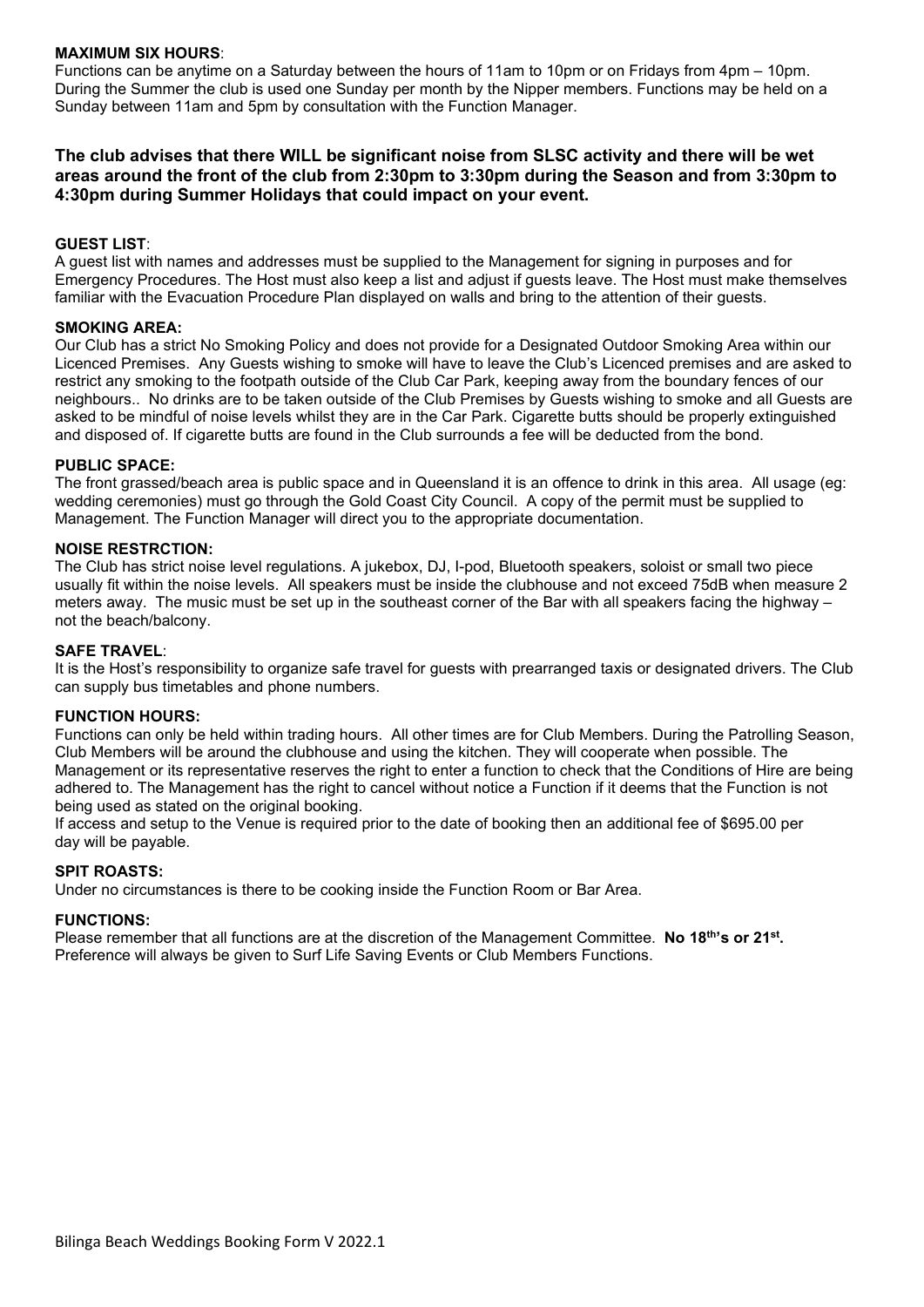**MAXIMUM SIX HOURS**:
Functions can be anytime on a Saturday between the hours of 11am to 10pm or on Fridays from 4pm – 10pm. During the Summer the club is used one Sunday per month by the Nipper members. Functions may be held on a Sunday between 11am and 5pm by consultation with the Function Manager.

**The club advises that there WILL be significant noise from SLSC activity and there will be wet areas around the front of the club from 2:30pm to 3:30pm during the Season and from 3:30pm to 4:30pm during Summer Holidays that could impact on your event.**

**GUEST LIST**:
A guest list with names and addresses must be supplied to the Management for signing in purposes and for Emergency Procedures. The Host must also keep a list and adjust if guests leave. The Host must make themselves familiar with the Evacuation Procedure Plan displayed on walls and bring to the attention of their guests.

**SMOKING AREA:**
Our Club has a strict No Smoking Policy and does not provide for a Designated Outdoor Smoking Area within our Licenced Premises. Any Guests wishing to smoke will have to leave the Club's Licenced premises and are asked to restrict any smoking to the footpath outside of the Club Car Park, keeping away from the boundary fences of our neighbours.. No drinks are to be taken outside of the Club Premises by Guests wishing to smoke and all Guests are asked to be mindful of noise levels whilst they are in the Car Park. Cigarette butts should be properly extinguished and disposed of. If cigarette butts are found in the Club surrounds a fee will be deducted from the bond.

**PUBLIC SPACE:**
The front grassed/beach area is public space and in Queensland it is an offence to drink in this area. All usage (eg: wedding ceremonies) must go through the Gold Coast City Council. A copy of the permit must be supplied to Management. The Function Manager will direct you to the appropriate documentation.

**NOISE RESTRCTION:**
The Club has strict noise level regulations. A jukebox, DJ, I-pod, Bluetooth speakers, soloist or small two piece usually fit within the noise levels. All speakers must be inside the clubhouse and not exceed 75dB when measure 2 meters away. The music must be set up in the southeast corner of the Bar with all speakers facing the highway – not the beach/balcony.

**SAFE TRAVEL**:
It is the Host's responsibility to organize safe travel for guests with prearranged taxis or designated drivers. The Club can supply bus timetables and phone numbers.

**FUNCTION HOURS:**
Functions can only be held within trading hours. All other times are for Club Members. During the Patrolling Season, Club Members will be around the clubhouse and using the kitchen. They will cooperate when possible. The Management or its representative reserves the right to enter a function to check that the Conditions of Hire are being adhered to. The Management has the right to cancel without notice a Function if it deems that the Function is not being used as stated on the original booking.
If access and setup to the Venue is required prior to the date of booking then an additional fee of $695.00 per day will be payable.

**SPIT ROASTS:**
Under no circumstances is there to be cooking inside the Function Room or Bar Area.

**FUNCTIONS:**
Please remember that all functions are at the discretion of the Management Committee. **No 18th's or 21st.**
Preference will always be given to Surf Life Saving Events or Club Members Functions.

Bilinga Beach Weddings Booking Form V 2022.1